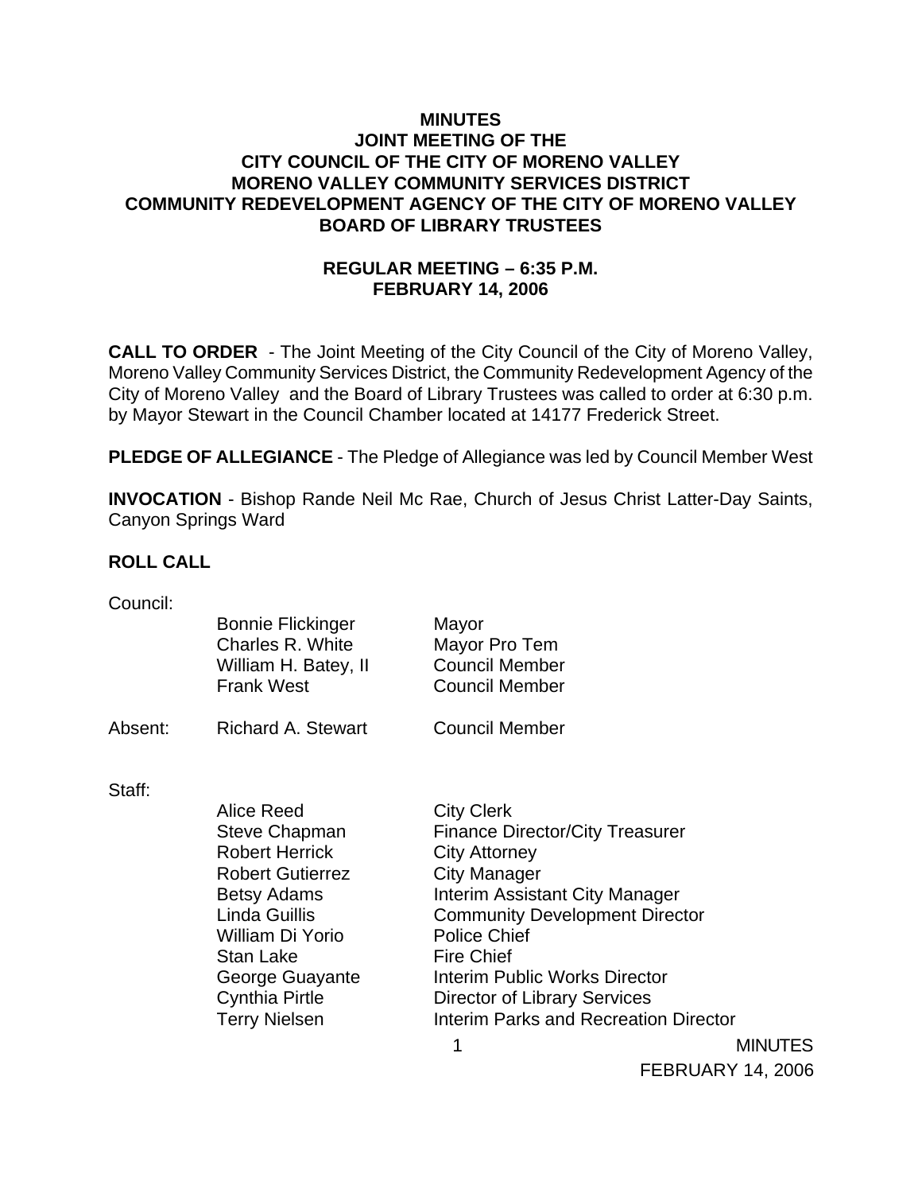**MINUTES**
**JOINT MEETING OF THE**
**CITY COUNCIL OF THE CITY OF MORENO VALLEY**
**MORENO VALLEY COMMUNITY SERVICES DISTRICT**
**COMMUNITY REDEVELOPMENT AGENCY OF THE CITY OF MORENO VALLEY**
**BOARD OF LIBRARY TRUSTEES**

**REGULAR MEETING – 6:35 P.M.**
**FEBRUARY 14, 2006**

**CALL TO ORDER** - The Joint Meeting of the City Council of the City of Moreno Valley, Moreno Valley Community Services District, the Community Redevelopment Agency of the City of Moreno Valley and the Board of Library Trustees was called to order at 6:30 p.m. by Mayor Stewart in the Council Chamber located at 14177 Frederick Street.

**PLEDGE OF ALLEGIANCE** - The Pledge of Allegiance was led by Council Member West

**INVOCATION** - Bishop Rande Neil Mc Rae, Church of Jesus Christ Latter-Day Saints, Canyon Springs Ward

**ROLL CALL**

Council:

| | | |
|---|---|---|
| | Bonnie Flickinger | Mayor |
| | Charles R. White | Mayor Pro Tem |
| | William H. Batey, II | Council Member |
| | Frank West | Council Member |
| Absent: | Richard A. Stewart | Council Member |

Staff:

| | |
|---|---|
| Alice Reed | City Clerk |
| Steve Chapman | Finance Director/City Treasurer |
| Robert Herrick | City Attorney |
| Robert Gutierrez | City Manager |
| Betsy Adams | Interim Assistant City Manager |
| Linda Guillis | Community Development Director |
| William Di Yorio | Police Chief |
| Stan Lake | Fire Chief |
| George Guayante | Interim Public Works Director |
| Cynthia Pirtle | Director of Library Services |
| Terry Nielsen | Interim Parks and Recreation Director |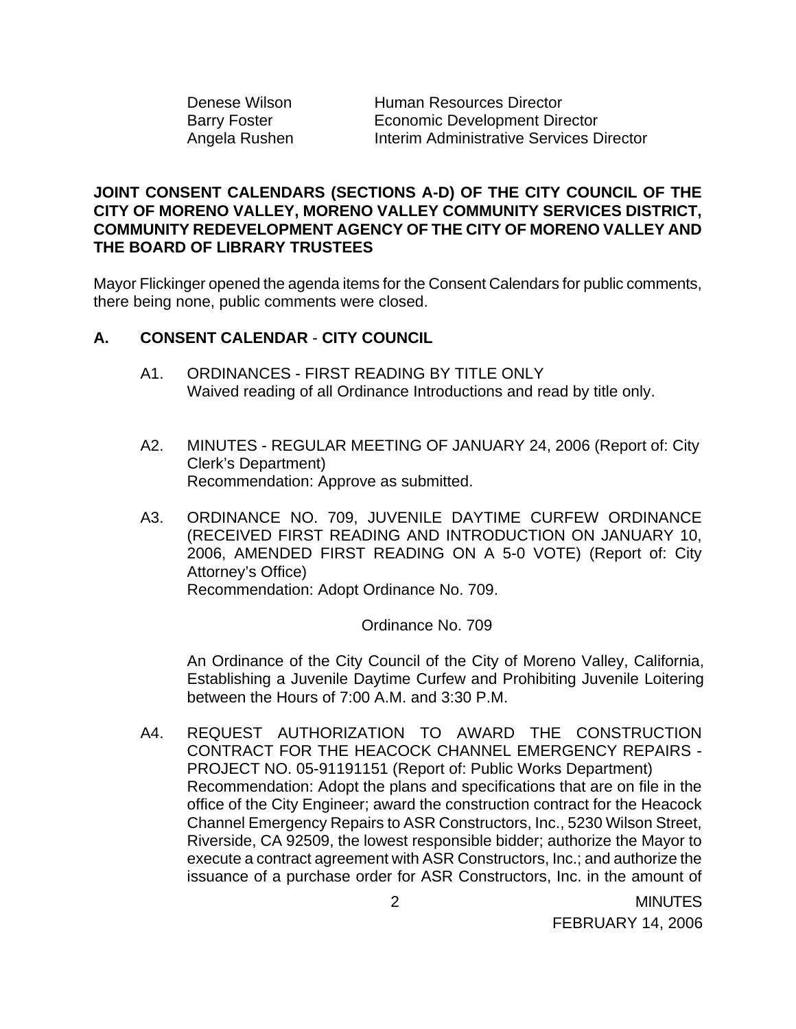| | |
|---|---|
| Denese Wilson | Human Resources Director |
| Barry Foster | Economic Development Director |
| Angela Rushen | Interim Administrative Services Director |

**JOINT CONSENT CALENDARS (SECTIONS A-D) OF THE CITY COUNCIL OF THE CITY OF MORENO VALLEY, MORENO VALLEY COMMUNITY SERVICES DISTRICT, COMMUNITY REDEVELOPMENT AGENCY OF THE CITY OF MORENO VALLEY AND THE BOARD OF LIBRARY TRUSTEES**

Mayor Flickinger opened the agenda items for the Consent Calendars for public comments, there being none, public comments were closed.

## A. CONSENT CALENDAR - CITY COUNCIL

A1. ORDINANCES - FIRST READING BY TITLE ONLY
Waived reading of all Ordinance Introductions and read by title only.

A2. MINUTES - REGULAR MEETING OF JANUARY 24, 2006 (Report of: City Clerk's Department)
Recommendation: Approve as submitted.

A3. ORDINANCE NO. 709, JUVENILE DAYTIME CURFEW ORDINANCE (RECEIVED FIRST READING AND INTRODUCTION ON JANUARY 10, 2006, AMENDED FIRST READING ON A 5-0 VOTE) (Report of: City Attorney's Office)
Recommendation: Adopt Ordinance No. 709.

Ordinance No. 709

An Ordinance of the City Council of the City of Moreno Valley, California, Establishing a Juvenile Daytime Curfew and Prohibiting Juvenile Loitering between the Hours of 7:00 A.M. and 3:30 P.M.

A4. REQUEST AUTHORIZATION TO AWARD THE CONSTRUCTION CONTRACT FOR THE HEACOCK CHANNEL EMERGENCY REPAIRS - PROJECT NO. 05-91191151 (Report of: Public Works Department)
Recommendation: Adopt the plans and specifications that are on file in the office of the City Engineer; award the construction contract for the Heacock Channel Emergency Repairs to ASR Constructors, Inc., 5230 Wilson Street, Riverside, CA 92509, the lowest responsible bidder; authorize the Mayor to execute a contract agreement with ASR Constructors, Inc.; and authorize the issuance of a purchase order for ASR Constructors, Inc. in the amount of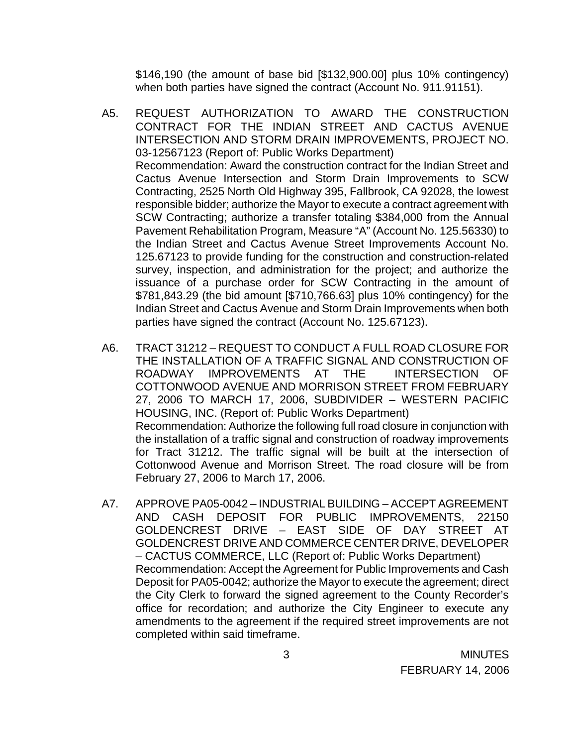$146,190 (the amount of base bid [$132,900.00] plus 10% contingency) when both parties have signed the contract (Account No. 911.91151).

A5. REQUEST AUTHORIZATION TO AWARD THE CONSTRUCTION CONTRACT FOR THE INDIAN STREET AND CACTUS AVENUE INTERSECTION AND STORM DRAIN IMPROVEMENTS, PROJECT NO. 03-12567123 (Report of: Public Works Department)
Recommendation: Award the construction contract for the Indian Street and Cactus Avenue Intersection and Storm Drain Improvements to SCW Contracting, 2525 North Old Highway 395, Fallbrook, CA 92028, the lowest responsible bidder; authorize the Mayor to execute a contract agreement with SCW Contracting; authorize a transfer totaling $384,000 from the Annual Pavement Rehabilitation Program, Measure "A" (Account No. 125.56330) to the Indian Street and Cactus Avenue Street Improvements Account No. 125.67123 to provide funding for the construction and construction-related survey, inspection, and administration for the project; and authorize the issuance of a purchase order for SCW Contracting in the amount of $781,843.29 (the bid amount [$710,766.63] plus 10% contingency) for the Indian Street and Cactus Avenue and Storm Drain Improvements when both parties have signed the contract (Account No. 125.67123).

A6. TRACT 31212 – REQUEST TO CONDUCT A FULL ROAD CLOSURE FOR THE INSTALLATION OF A TRAFFIC SIGNAL AND CONSTRUCTION OF ROADWAY IMPROVEMENTS AT THE INTERSECTION OF COTTONWOOD AVENUE AND MORRISON STREET FROM FEBRUARY 27, 2006 TO MARCH 17, 2006, SUBDIVIDER – WESTERN PACIFIC HOUSING, INC. (Report of: Public Works Department)
Recommendation: Authorize the following full road closure in conjunction with the installation of a traffic signal and construction of roadway improvements for Tract 31212. The traffic signal will be built at the intersection of Cottonwood Avenue and Morrison Street. The road closure will be from February 27, 2006 to March 17, 2006.

A7. APPROVE PA05-0042 – INDUSTRIAL BUILDING – ACCEPT AGREEMENT AND CASH DEPOSIT FOR PUBLIC IMPROVEMENTS, 22150 GOLDENCREST DRIVE – EAST SIDE OF DAY STREET AT GOLDENCREST DRIVE AND COMMERCE CENTER DRIVE, DEVELOPER – CACTUS COMMERCE, LLC (Report of: Public Works Department)
Recommendation: Accept the Agreement for Public Improvements and Cash Deposit for PA05-0042; authorize the Mayor to execute the agreement; direct the City Clerk to forward the signed agreement to the County Recorder's office for recordation; and authorize the City Engineer to execute any amendments to the agreement if the required street improvements are not completed within said timeframe.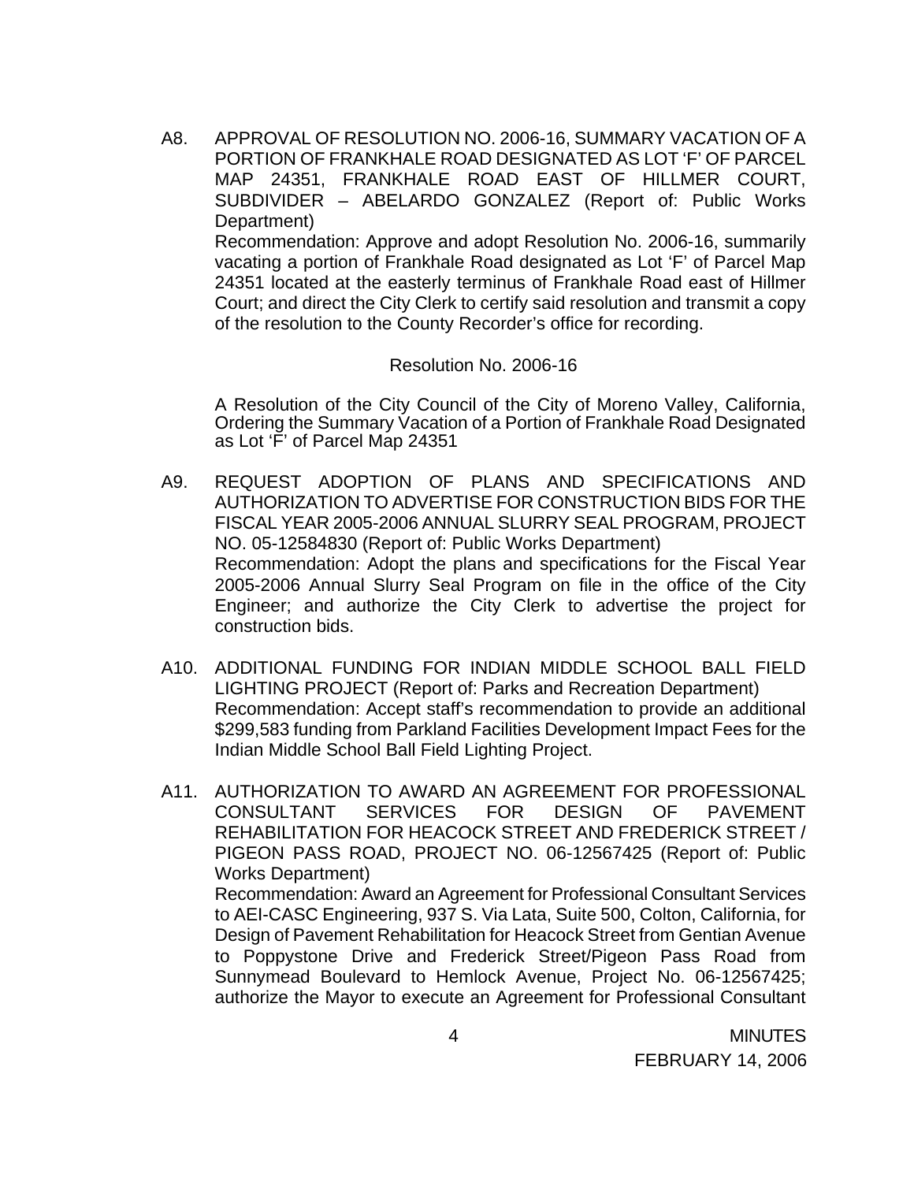A8. APPROVAL OF RESOLUTION NO. 2006-16, SUMMARY VACATION OF A PORTION OF FRANKHALE ROAD DESIGNATED AS LOT 'F' OF PARCEL MAP 24351, FRANKHALE ROAD EAST OF HILLMER COURT, SUBDIVIDER – ABELARDO GONZALEZ (Report of: Public Works Department)

Recommendation: Approve and adopt Resolution No. 2006-16, summarily vacating a portion of Frankhale Road designated as Lot 'F' of Parcel Map 24351 located at the easterly terminus of Frankhale Road east of Hillmer Court; and direct the City Clerk to certify said resolution and transmit a copy of the resolution to the County Recorder's office for recording.

Resolution No. 2006-16

A Resolution of the City Council of the City of Moreno Valley, California, Ordering the Summary Vacation of a Portion of Frankhale Road Designated as Lot 'F' of Parcel Map 24351

A9. REQUEST ADOPTION OF PLANS AND SPECIFICATIONS AND AUTHORIZATION TO ADVERTISE FOR CONSTRUCTION BIDS FOR THE FISCAL YEAR 2005-2006 ANNUAL SLURRY SEAL PROGRAM, PROJECT NO. 05-12584830 (Report of: Public Works Department)

Recommendation: Adopt the plans and specifications for the Fiscal Year 2005-2006 Annual Slurry Seal Program on file in the office of the City Engineer; and authorize the City Clerk to advertise the project for construction bids.

A10. ADDITIONAL FUNDING FOR INDIAN MIDDLE SCHOOL BALL FIELD LIGHTING PROJECT (Report of: Parks and Recreation Department)

Recommendation: Accept staff's recommendation to provide an additional $299,583 funding from Parkland Facilities Development Impact Fees for the Indian Middle School Ball Field Lighting Project.

A11. AUTHORIZATION TO AWARD AN AGREEMENT FOR PROFESSIONAL CONSULTANT SERVICES FOR DESIGN OF PAVEMENT REHABILITATION FOR HEACOCK STREET AND FREDERICK STREET / PIGEON PASS ROAD, PROJECT NO. 06-12567425 (Report of: Public Works Department)

Recommendation: Award an Agreement for Professional Consultant Services to AEI-CASC Engineering, 937 S. Via Lata, Suite 500, Colton, California, for Design of Pavement Rehabilitation for Heacock Street from Gentian Avenue to Poppystone Drive and Frederick Street/Pigeon Pass Road from Sunnymead Boulevard to Hemlock Avenue, Project No. 06-12567425; authorize the Mayor to execute an Agreement for Professional Consultant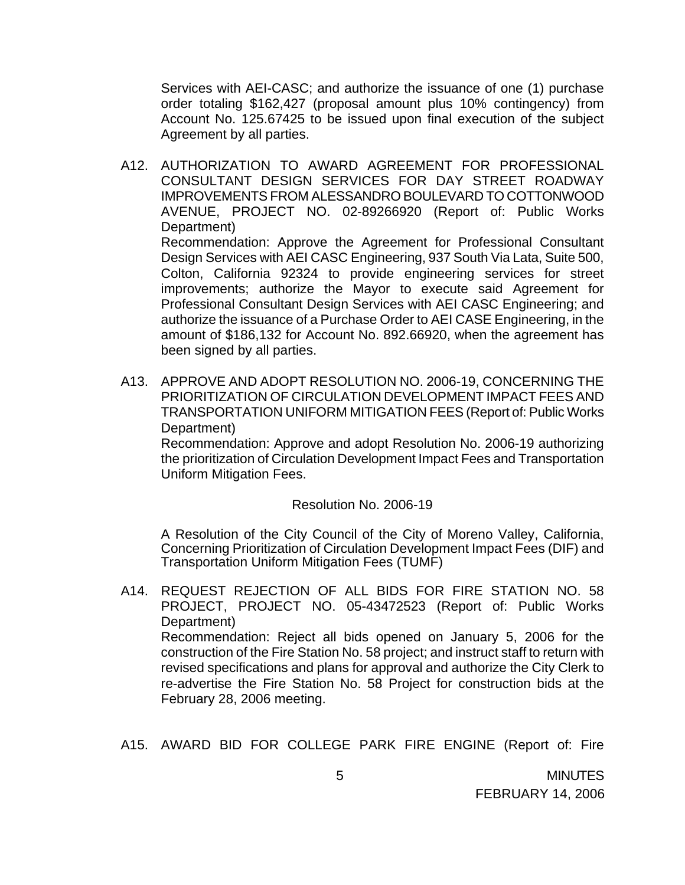Services with AEI-CASC; and authorize the issuance of one (1) purchase order totaling $162,427 (proposal amount plus 10% contingency) from Account No. 125.67425 to be issued upon final execution of the subject Agreement by all parties.

A12. AUTHORIZATION TO AWARD AGREEMENT FOR PROFESSIONAL CONSULTANT DESIGN SERVICES FOR DAY STREET ROADWAY IMPROVEMENTS FROM ALESSANDRO BOULEVARD TO COTTONWOOD AVENUE, PROJECT NO. 02-89266920 (Report of: Public Works Department)
Recommendation: Approve the Agreement for Professional Consultant Design Services with AEI CASC Engineering, 937 South Via Lata, Suite 500, Colton, California 92324 to provide engineering services for street improvements; authorize the Mayor to execute said Agreement for Professional Consultant Design Services with AEI CASC Engineering; and authorize the issuance of a Purchase Order to AEI CASE Engineering, in the amount of $186,132 for Account No. 892.66920, when the agreement has been signed by all parties.

A13. APPROVE AND ADOPT RESOLUTION NO. 2006-19, CONCERNING THE PRIORITIZATION OF CIRCULATION DEVELOPMENT IMPACT FEES AND TRANSPORTATION UNIFORM MITIGATION FEES (Report of: Public Works Department)
Recommendation: Approve and adopt Resolution No. 2006-19 authorizing the prioritization of Circulation Development Impact Fees and Transportation Uniform Mitigation Fees.

Resolution No. 2006-19

A Resolution of the City Council of the City of Moreno Valley, California, Concerning Prioritization of Circulation Development Impact Fees (DIF) and Transportation Uniform Mitigation Fees (TUMF)

A14. REQUEST REJECTION OF ALL BIDS FOR FIRE STATION NO. 58 PROJECT, PROJECT NO. 05-43472523 (Report of: Public Works Department)
Recommendation: Reject all bids opened on January 5, 2006 for the construction of the Fire Station No. 58 project; and instruct staff to return with revised specifications and plans for approval and authorize the City Clerk to re-advertise the Fire Station No. 58 Project for construction bids at the February 28, 2006 meeting.

A15. AWARD BID FOR COLLEGE PARK FIRE ENGINE (Report of: Fire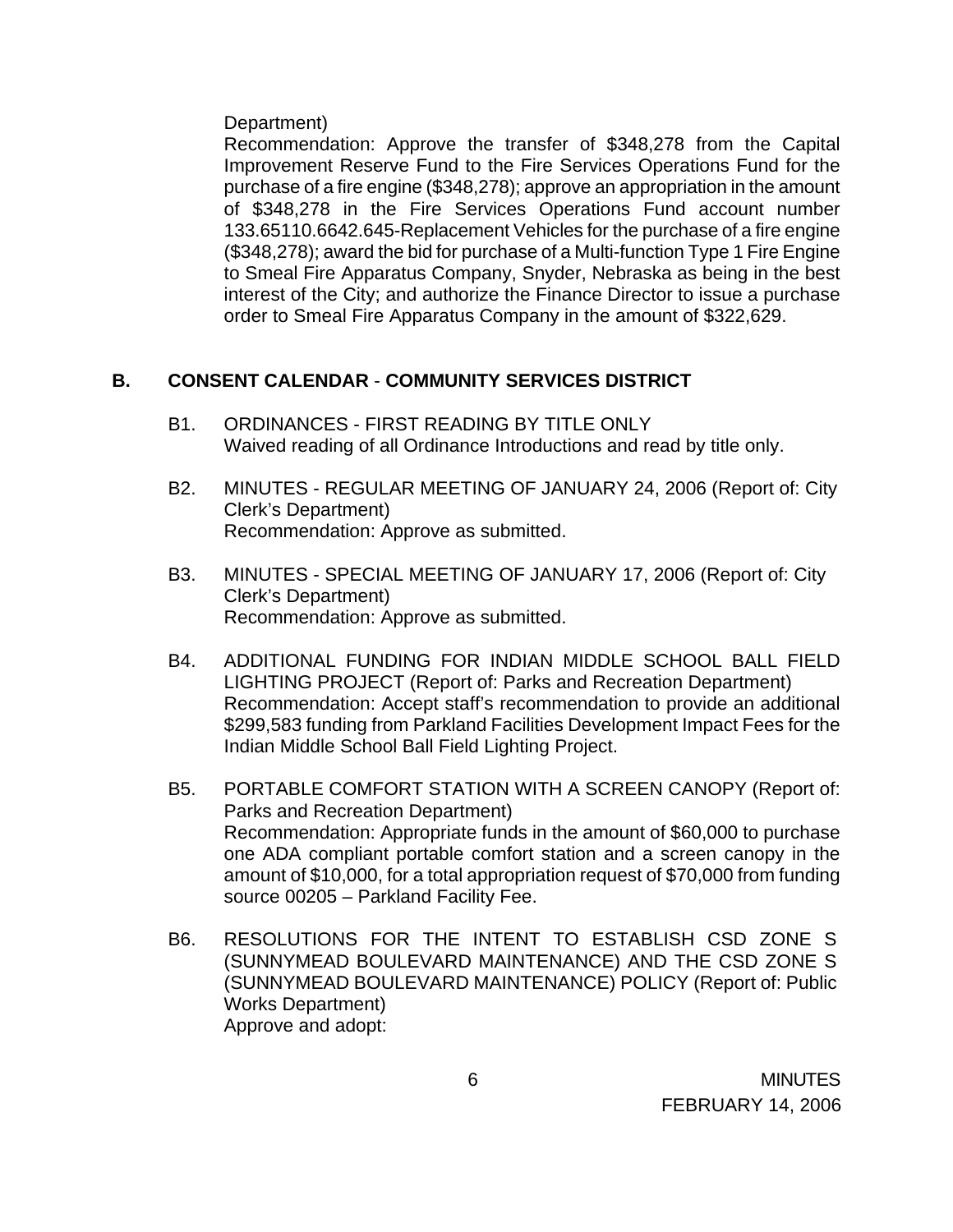Department)

Recommendation: Approve the transfer of $348,278 from the Capital Improvement Reserve Fund to the Fire Services Operations Fund for the purchase of a fire engine ($348,278); approve an appropriation in the amount of $348,278 in the Fire Services Operations Fund account number 133.65110.6642.645-Replacement Vehicles for the purchase of a fire engine ($348,278); award the bid for purchase of a Multi-function Type 1 Fire Engine to Smeal Fire Apparatus Company, Snyder, Nebraska as being in the best interest of the City; and authorize the Finance Director to issue a purchase order to Smeal Fire Apparatus Company in the amount of $322,629.

## B. CONSENT CALENDAR - COMMUNITY SERVICES DISTRICT

B1. ORDINANCES - FIRST READING BY TITLE ONLY
Waived reading of all Ordinance Introductions and read by title only.

B2. MINUTES - REGULAR MEETING OF JANUARY 24, 2006 (Report of: City Clerk's Department)
Recommendation: Approve as submitted.

B3. MINUTES - SPECIAL MEETING OF JANUARY 17, 2006 (Report of: City Clerk's Department)
Recommendation: Approve as submitted.

B4. ADDITIONAL FUNDING FOR INDIAN MIDDLE SCHOOL BALL FIELD LIGHTING PROJECT (Report of: Parks and Recreation Department)
Recommendation: Accept staff's recommendation to provide an additional $299,583 funding from Parkland Facilities Development Impact Fees for the Indian Middle School Ball Field Lighting Project.

B5. PORTABLE COMFORT STATION WITH A SCREEN CANOPY (Report of: Parks and Recreation Department)
Recommendation: Appropriate funds in the amount of $60,000 to purchase one ADA compliant portable comfort station and a screen canopy in the amount of $10,000, for a total appropriation request of $70,000 from funding source 00205 – Parkland Facility Fee.

B6. RESOLUTIONS FOR THE INTENT TO ESTABLISH CSD ZONE S (SUNNYMEAD BOULEVARD MAINTENANCE) AND THE CSD ZONE S (SUNNYMEAD BOULEVARD MAINTENANCE) POLICY (Report of: Public Works Department)
Approve and adopt: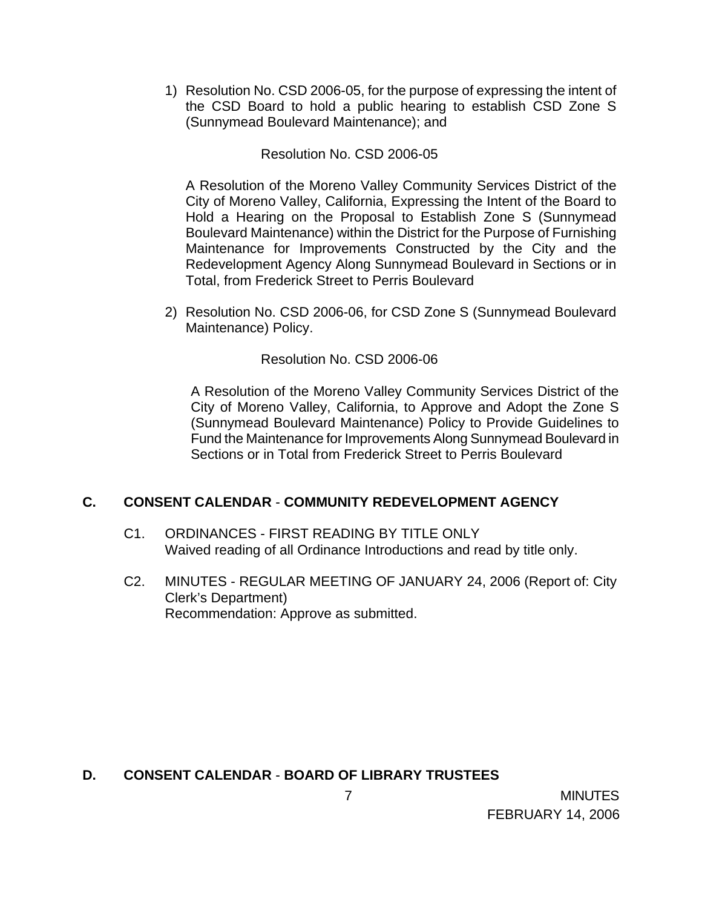1) Resolution No. CSD 2006-05, for the purpose of expressing the intent of the CSD Board to hold a public hearing to establish CSD Zone S (Sunnymead Boulevard Maintenance); and

Resolution No. CSD 2006-05

A Resolution of the Moreno Valley Community Services District of the City of Moreno Valley, California, Expressing the Intent of the Board to Hold a Hearing on the Proposal to Establish Zone S (Sunnymead Boulevard Maintenance) within the District for the Purpose of Furnishing Maintenance for Improvements Constructed by the City and the Redevelopment Agency Along Sunnymead Boulevard in Sections or in Total, from Frederick Street to Perris Boulevard

2) Resolution No. CSD 2006-06, for CSD Zone S (Sunnymead Boulevard Maintenance) Policy.

Resolution No. CSD 2006-06

A Resolution of the Moreno Valley Community Services District of the City of Moreno Valley, California, to Approve and Adopt the Zone S (Sunnymead Boulevard Maintenance) Policy to Provide Guidelines to Fund the Maintenance for Improvements Along Sunnymead Boulevard in Sections or in Total from Frederick Street to Perris Boulevard

## C. CONSENT CALENDAR - COMMUNITY REDEVELOPMENT AGENCY

C1. ORDINANCES - FIRST READING BY TITLE ONLY
Waived reading of all Ordinance Introductions and read by title only.

C2. MINUTES - REGULAR MEETING OF JANUARY 24, 2006 (Report of: City Clerk's Department)
Recommendation: Approve as submitted.

## D. CONSENT CALENDAR - BOARD OF LIBRARY TRUSTEES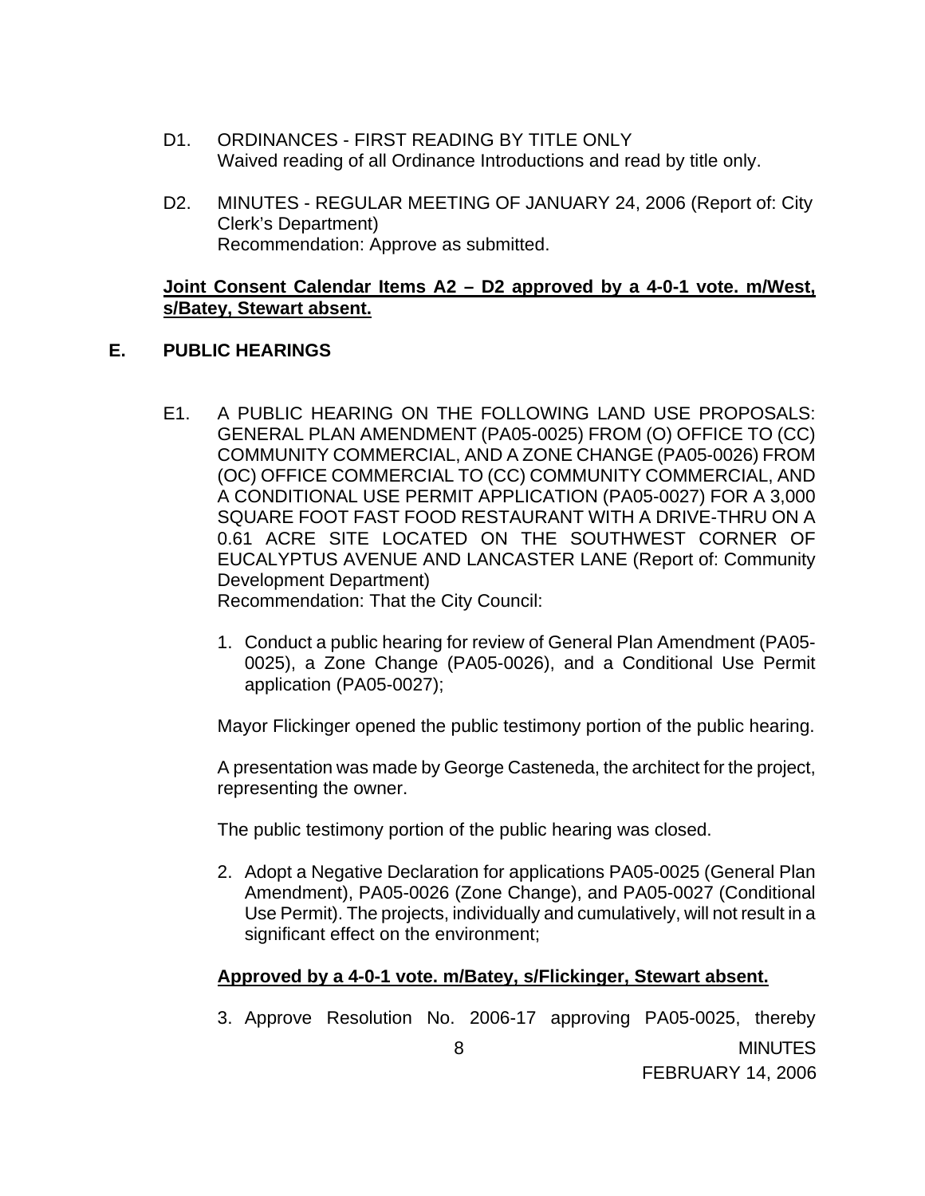D1. ORDINANCES - FIRST READING BY TITLE ONLY
Waived reading of all Ordinance Introductions and read by title only.

D2. MINUTES - REGULAR MEETING OF JANUARY 24, 2006 (Report of: City Clerk's Department)
Recommendation: Approve as submitted.

**Joint Consent Calendar Items A2 – D2 approved by a 4-0-1 vote. m/West, s/Batey, Stewart absent.**

## E. PUBLIC HEARINGS

E1. A PUBLIC HEARING ON THE FOLLOWING LAND USE PROPOSALS: GENERAL PLAN AMENDMENT (PA05-0025) FROM (O) OFFICE TO (CC) COMMUNITY COMMERCIAL, AND A ZONE CHANGE (PA05-0026) FROM (OC) OFFICE COMMERCIAL TO (CC) COMMUNITY COMMERCIAL, AND A CONDITIONAL USE PERMIT APPLICATION (PA05-0027) FOR A 3,000 SQUARE FOOT FAST FOOD RESTAURANT WITH A DRIVE-THRU ON A 0.61 ACRE SITE LOCATED ON THE SOUTHWEST CORNER OF EUCALYPTUS AVENUE AND LANCASTER LANE (Report of: Community Development Department)
Recommendation: That the City Council:

1. Conduct a public hearing for review of General Plan Amendment (PA05-0025), a Zone Change (PA05-0026), and a Conditional Use Permit application (PA05-0027);

Mayor Flickinger opened the public testimony portion of the public hearing.

A presentation was made by George Casteneda, the architect for the project, representing the owner.

The public testimony portion of the public hearing was closed.

2. Adopt a Negative Declaration for applications PA05-0025 (General Plan Amendment), PA05-0026 (Zone Change), and PA05-0027 (Conditional Use Permit). The projects, individually and cumulatively, will not result in a significant effect on the environment;

**Approved by a 4-0-1 vote. m/Batey, s/Flickinger, Stewart absent.**

3. Approve Resolution No. 2006-17 approving PA05-0025, thereby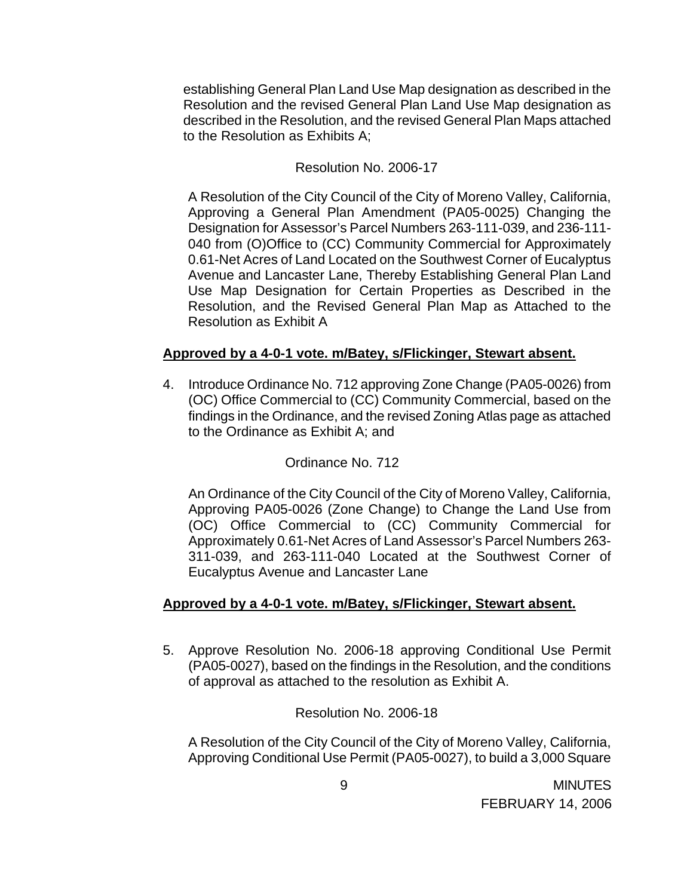establishing General Plan Land Use Map designation as described in the Resolution and the revised General Plan Land Use Map designation as described in the Resolution, and the revised General Plan Maps attached to the Resolution as Exhibits A;

Resolution No. 2006-17

A Resolution of the City Council of the City of Moreno Valley, California, Approving a General Plan Amendment (PA05-0025) Changing the Designation for Assessor's Parcel Numbers 263-111-039, and 236-111-040 from (O)Office to (CC) Community Commercial for Approximately 0.61-Net Acres of Land Located on the Southwest Corner of Eucalyptus Avenue and Lancaster Lane, Thereby Establishing General Plan Land Use Map Designation for Certain Properties as Described in the Resolution, and the Revised General Plan Map as Attached to the Resolution as Exhibit A

**Approved by a 4-0-1 vote. m/Batey, s/Flickinger, Stewart absent.**

4. Introduce Ordinance No. 712 approving Zone Change (PA05-0026) from (OC) Office Commercial to (CC) Community Commercial, based on the findings in the Ordinance, and the revised Zoning Atlas page as attached to the Ordinance as Exhibit A; and

Ordinance No. 712

An Ordinance of the City Council of the City of Moreno Valley, California, Approving PA05-0026 (Zone Change) to Change the Land Use from (OC) Office Commercial to (CC) Community Commercial for Approximately 0.61-Net Acres of Land Assessor's Parcel Numbers 263-311-039, and 263-111-040 Located at the Southwest Corner of Eucalyptus Avenue and Lancaster Lane

**Approved by a 4-0-1 vote. m/Batey, s/Flickinger, Stewart absent.**

5. Approve Resolution No. 2006-18 approving Conditional Use Permit (PA05-0027), based on the findings in the Resolution, and the conditions of approval as attached to the resolution as Exhibit A.

Resolution No. 2006-18

A Resolution of the City Council of the City of Moreno Valley, California, Approving Conditional Use Permit (PA05-0027), to build a 3,000 Square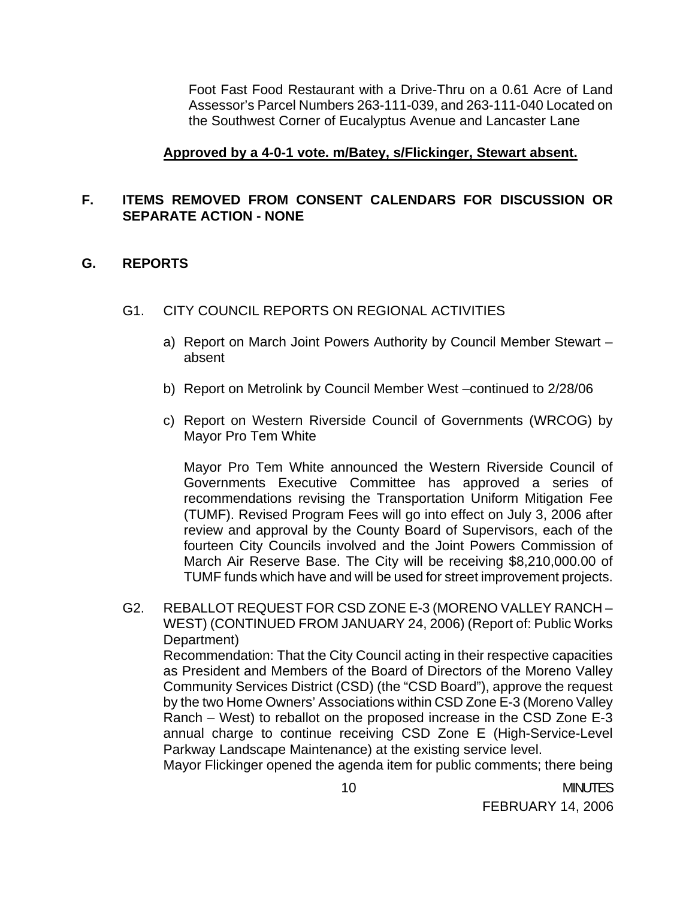Foot Fast Food Restaurant with a Drive-Thru on a 0.61 Acre of Land Assessor's Parcel Numbers 263-111-039, and 263-111-040 Located on the Southwest Corner of Eucalyptus Avenue and Lancaster Lane

**Approved by a 4-0-1 vote. m/Batey, s/Flickinger, Stewart absent.**

## F. ITEMS REMOVED FROM CONSENT CALENDARS FOR DISCUSSION OR SEPARATE ACTION - NONE

## G. REPORTS

G1. CITY COUNCIL REPORTS ON REGIONAL ACTIVITIES

a) Report on March Joint Powers Authority by Council Member Stewart – absent

b) Report on Metrolink by Council Member West –continued to 2/28/06

c) Report on Western Riverside Council of Governments (WRCOG) by Mayor Pro Tem White

Mayor Pro Tem White announced the Western Riverside Council of Governments Executive Committee has approved a series of recommendations revising the Transportation Uniform Mitigation Fee (TUMF). Revised Program Fees will go into effect on July 3, 2006 after review and approval by the County Board of Supervisors, each of the fourteen City Councils involved and the Joint Powers Commission of March Air Reserve Base. The City will be receiving $8,210,000.00 of TUMF funds which have and will be used for street improvement projects.

G2. REBALLOT REQUEST FOR CSD ZONE E-3 (MORENO VALLEY RANCH – WEST) (CONTINUED FROM JANUARY 24, 2006) (Report of: Public Works Department)

Recommendation: That the City Council acting in their respective capacities as President and Members of the Board of Directors of the Moreno Valley Community Services District (CSD) (the "CSD Board"), approve the request by the two Home Owners' Associations within CSD Zone E-3 (Moreno Valley Ranch – West) to reballot on the proposed increase in the CSD Zone E-3 annual charge to continue receiving CSD Zone E (High-Service-Level Parkway Landscape Maintenance) at the existing service level.

Mayor Flickinger opened the agenda item for public comments; there being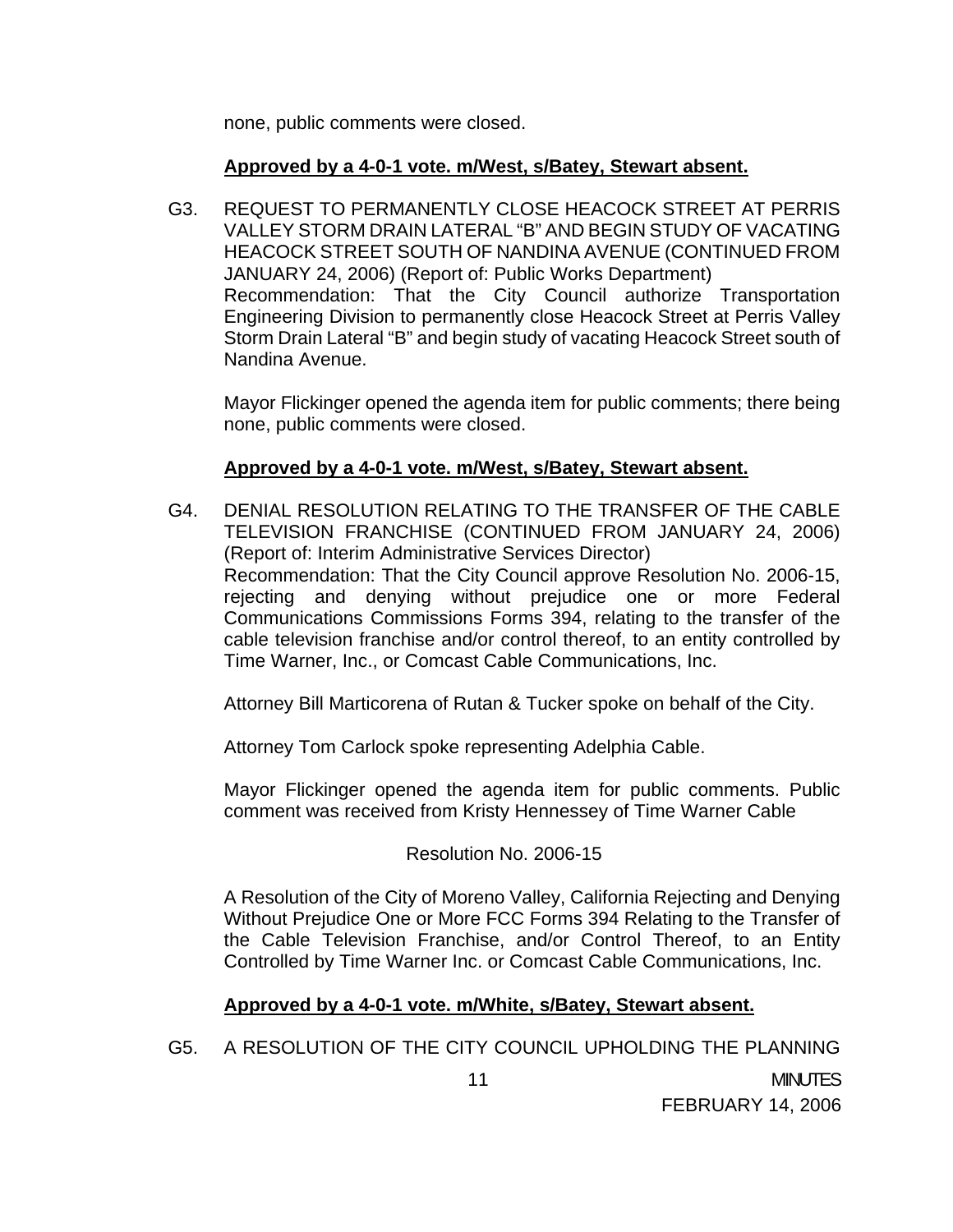none, public comments were closed.

**Approved by a 4-0-1 vote. m/West, s/Batey, Stewart absent.**

G3. REQUEST TO PERMANENTLY CLOSE HEACOCK STREET AT PERRIS VALLEY STORM DRAIN LATERAL "B" AND BEGIN STUDY OF VACATING HEACOCK STREET SOUTH OF NANDINA AVENUE (CONTINUED FROM JANUARY 24, 2006) (Report of: Public Works Department)
Recommendation: That the City Council authorize Transportation Engineering Division to permanently close Heacock Street at Perris Valley Storm Drain Lateral "B" and begin study of vacating Heacock Street south of Nandina Avenue.

Mayor Flickinger opened the agenda item for public comments; there being none, public comments were closed.

**Approved by a 4-0-1 vote. m/West, s/Batey, Stewart absent.**

G4. DENIAL RESOLUTION RELATING TO THE TRANSFER OF THE CABLE TELEVISION FRANCHISE (CONTINUED FROM JANUARY 24, 2006) (Report of: Interim Administrative Services Director)
Recommendation: That the City Council approve Resolution No. 2006-15, rejecting and denying without prejudice one or more Federal Communications Commissions Forms 394, relating to the transfer of the cable television franchise and/or control thereof, to an entity controlled by Time Warner, Inc., or Comcast Cable Communications, Inc.

Attorney Bill Marticorena of Rutan & Tucker spoke on behalf of the City.

Attorney Tom Carlock spoke representing Adelphia Cable.

Mayor Flickinger opened the agenda item for public comments. Public comment was received from Kristy Hennessey of Time Warner Cable

Resolution No. 2006-15

A Resolution of the City of Moreno Valley, California Rejecting and Denying Without Prejudice One or More FCC Forms 394 Relating to the Transfer of the Cable Television Franchise, and/or Control Thereof, to an Entity Controlled by Time Warner Inc. or Comcast Cable Communications, Inc.

**Approved by a 4-0-1 vote. m/White, s/Batey, Stewart absent.**

G5. A RESOLUTION OF THE CITY COUNCIL UPHOLDING THE PLANNING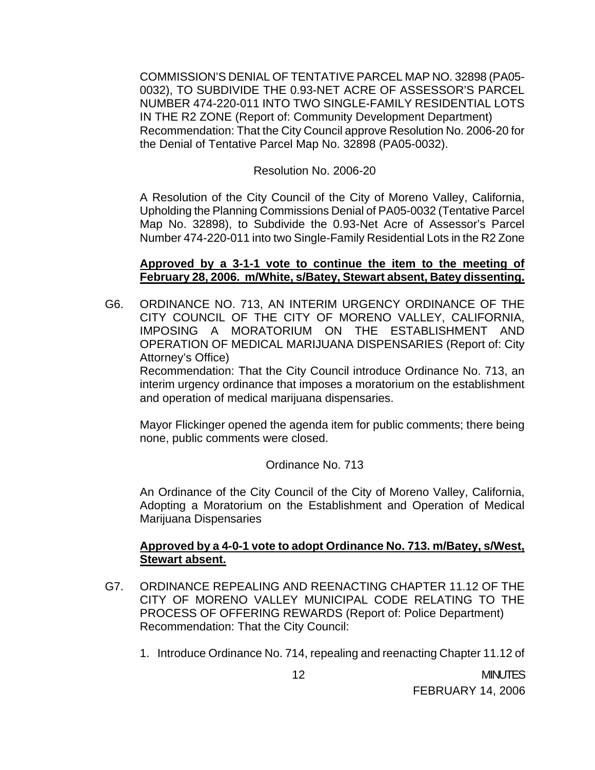COMMISSION'S DENIAL OF TENTATIVE PARCEL MAP NO. 32898 (PA05-0032), TO SUBDIVIDE THE 0.93-NET ACRE OF ASSESSOR'S PARCEL NUMBER 474-220-011 INTO TWO SINGLE-FAMILY RESIDENTIAL LOTS IN THE R2 ZONE (Report of: Community Development Department)
Recommendation: That the City Council approve Resolution No. 2006-20 for the Denial of Tentative Parcel Map No. 32898 (PA05-0032).

Resolution No. 2006-20

A Resolution of the City Council of the City of Moreno Valley, California, Upholding the Planning Commissions Denial of PA05-0032 (Tentative Parcel Map No. 32898), to Subdivide the 0.93-Net Acre of Assessor's Parcel Number 474-220-011 into two Single-Family Residential Lots in the R2 Zone

**Approved by a 3-1-1 vote to continue the item to the meeting of February 28, 2006. m/White, s/Batey, Stewart absent, Batey dissenting.**

G6. ORDINANCE NO. 713, AN INTERIM URGENCY ORDINANCE OF THE CITY COUNCIL OF THE CITY OF MORENO VALLEY, CALIFORNIA, IMPOSING A MORATORIUM ON THE ESTABLISHMENT AND OPERATION OF MEDICAL MARIJUANA DISPENSARIES (Report of: City Attorney's Office)
Recommendation: That the City Council introduce Ordinance No. 713, an interim urgency ordinance that imposes a moratorium on the establishment and operation of medical marijuana dispensaries.

Mayor Flickinger opened the agenda item for public comments; there being none, public comments were closed.

Ordinance No. 713

An Ordinance of the City Council of the City of Moreno Valley, California, Adopting a Moratorium on the Establishment and Operation of Medical Marijuana Dispensaries

**Approved by a 4-0-1 vote to adopt Ordinance No. 713. m/Batey, s/West, Stewart absent.**

G7. ORDINANCE REPEALING AND REENACTING CHAPTER 11.12 OF THE CITY OF MORENO VALLEY MUNICIPAL CODE RELATING TO THE PROCESS OF OFFERING REWARDS (Report of: Police Department)
Recommendation: That the City Council:

1. Introduce Ordinance No. 714, repealing and reenacting Chapter 11.12 of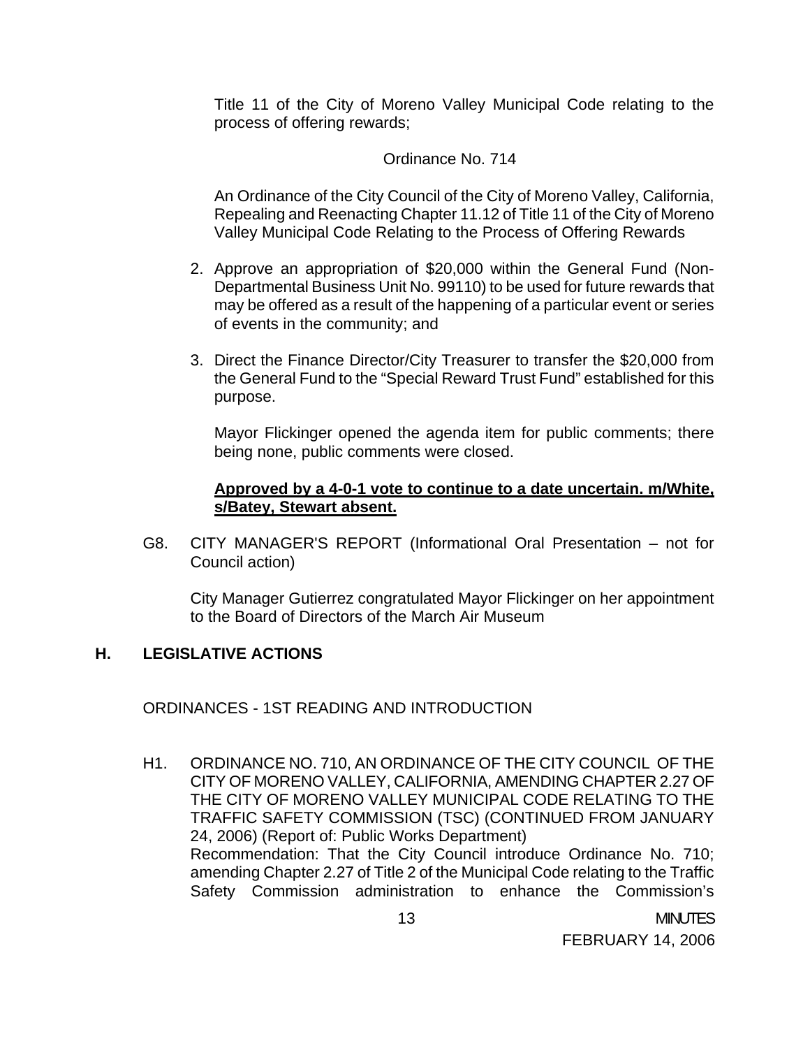Title 11 of the City of Moreno Valley Municipal Code relating to the process of offering rewards;

Ordinance No. 714

An Ordinance of the City Council of the City of Moreno Valley, California, Repealing and Reenacting Chapter 11.12 of Title 11 of the City of Moreno Valley Municipal Code Relating to the Process of Offering Rewards

2. Approve an appropriation of $20,000 within the General Fund (Non-Departmental Business Unit No. 99110) to be used for future rewards that may be offered as a result of the happening of a particular event or series of events in the community; and

3. Direct the Finance Director/City Treasurer to transfer the $20,000 from the General Fund to the "Special Reward Trust Fund" established for this purpose.

Mayor Flickinger opened the agenda item for public comments; there being none, public comments were closed.

**Approved by a 4-0-1 vote to continue to a date uncertain. m/White, s/Batey, Stewart absent.**

G8. CITY MANAGER'S REPORT (Informational Oral Presentation – not for Council action)

City Manager Gutierrez congratulated Mayor Flickinger on her appointment to the Board of Directors of the March Air Museum

## H. LEGISLATIVE ACTIONS

ORDINANCES - 1ST READING AND INTRODUCTION

H1. ORDINANCE NO. 710, AN ORDINANCE OF THE CITY COUNCIL OF THE CITY OF MORENO VALLEY, CALIFORNIA, AMENDING CHAPTER 2.27 OF THE CITY OF MORENO VALLEY MUNICIPAL CODE RELATING TO THE TRAFFIC SAFETY COMMISSION (TSC) (CONTINUED FROM JANUARY 24, 2006) (Report of: Public Works Department)
Recommendation: That the City Council introduce Ordinance No. 710; amending Chapter 2.27 of Title 2 of the Municipal Code relating to the Traffic Safety Commission administration to enhance the Commission's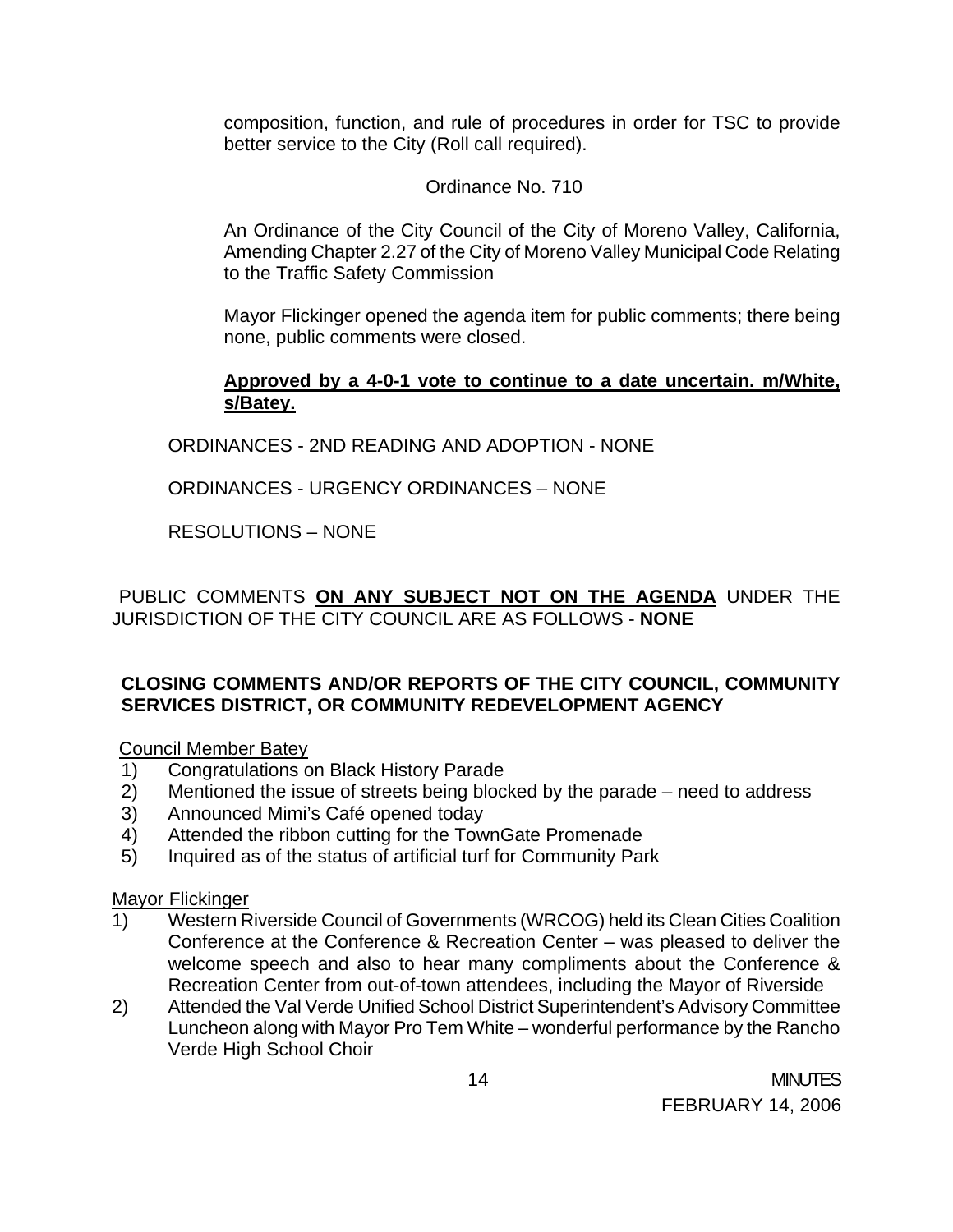composition, function, and rule of procedures in order for TSC to provide better service to the City (Roll call required).

Ordinance No. 710

An Ordinance of the City Council of the City of Moreno Valley, California, Amending Chapter 2.27 of the City of Moreno Valley Municipal Code Relating to the Traffic Safety Commission

Mayor Flickinger opened the agenda item for public comments; there being none, public comments were closed.

**Approved by a 4-0-1 vote to continue to a date uncertain. m/White, s/Batey.**

ORDINANCES - 2ND READING AND ADOPTION - NONE

ORDINANCES - URGENCY ORDINANCES – NONE

RESOLUTIONS – NONE

PUBLIC COMMENTS **ON ANY SUBJECT NOT ON THE AGENDA** UNDER THE JURISDICTION OF THE CITY COUNCIL ARE AS FOLLOWS - **NONE**

**CLOSING COMMENTS AND/OR REPORTS OF THE CITY COUNCIL, COMMUNITY SERVICES DISTRICT, OR COMMUNITY REDEVELOPMENT AGENCY**

Council Member Batey

1) Congratulations on Black History Parade
2) Mentioned the issue of streets being blocked by the parade – need to address
3) Announced Mimi's Café opened today
4) Attended the ribbon cutting for the TownGate Promenade
5) Inquired as of the status of artificial turf for Community Park

Mayor Flickinger

1) Western Riverside Council of Governments (WRCOG) held its Clean Cities Coalition Conference at the Conference & Recreation Center – was pleased to deliver the welcome speech and also to hear many compliments about the Conference & Recreation Center from out-of-town attendees, including the Mayor of Riverside
2) Attended the Val Verde Unified School District Superintendent's Advisory Committee Luncheon along with Mayor Pro Tem White – wonderful performance by the Rancho Verde High School Choir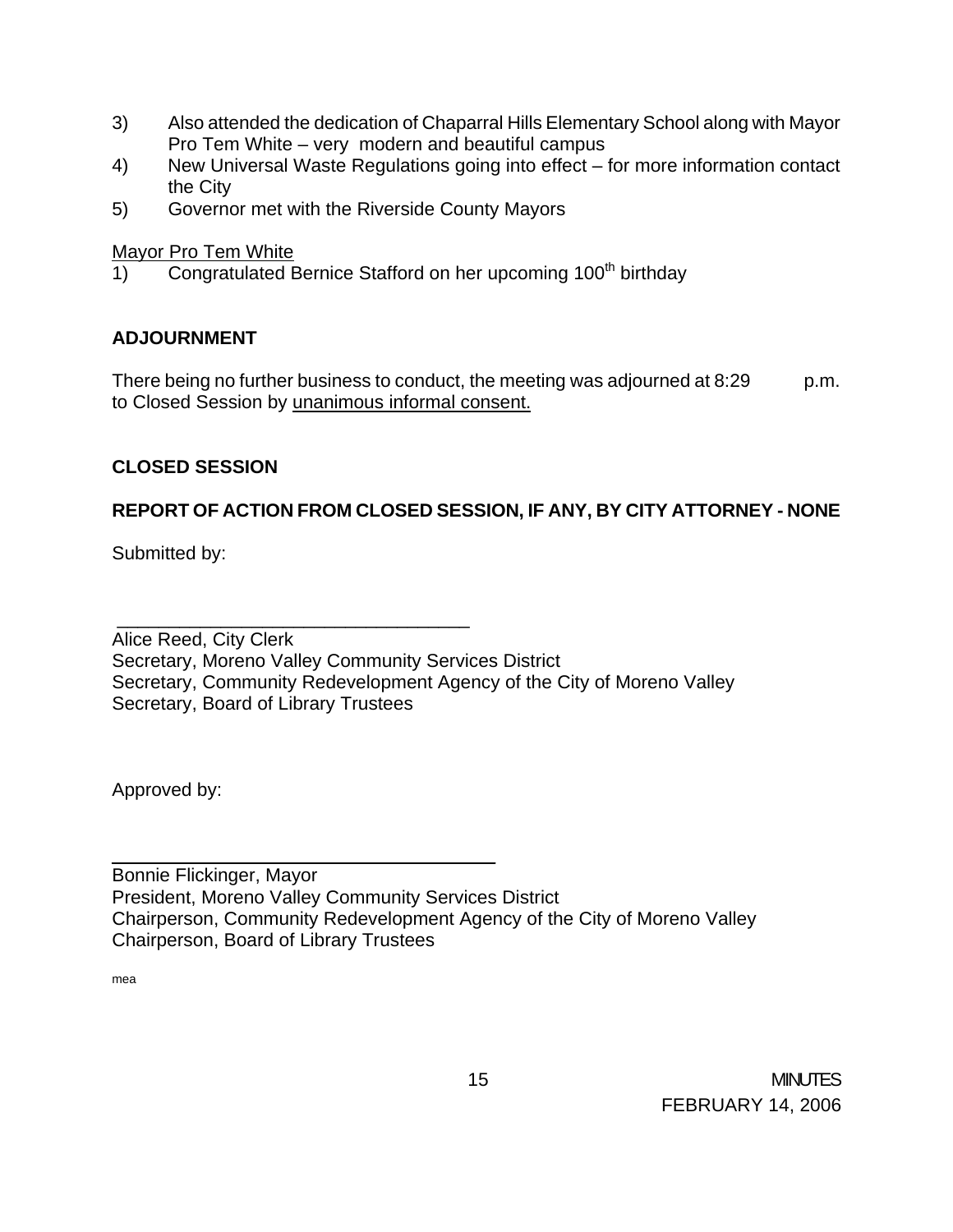3) Also attended the dedication of Chaparral Hills Elementary School along with Mayor Pro Tem White – very modern and beautiful campus
4) New Universal Waste Regulations going into effect – for more information contact the City
5) Governor met with the Riverside County Mayors

Mayor Pro Tem White

1) Congratulated Bernice Stafford on her upcoming 100th birthday

**ADJOURNMENT**

There being no further business to conduct, the meeting was adjourned at 8:29 p.m. to Closed Session by unanimous informal consent.

**CLOSED SESSION**

**REPORT OF ACTION FROM CLOSED SESSION, IF ANY, BY CITY ATTORNEY - NONE**

Submitted by:

\_\_\_\_\_\_\_\_\_\_\_\_\_\_\_\_\_\_\_\_\_\_\_\_\_\_\_\_\_\_\_\_\_\_\_

Alice Reed, City Clerk
Secretary, Moreno Valley Community Services District
Secretary, Community Redevelopment Agency of the City of Moreno Valley
Secretary, Board of Library Trustees

Approved by:

\_\_\_\_\_\_\_\_\_\_\_\_\_\_\_\_\_\_\_\_\_\_\_\_\_\_\_\_\_\_\_\_\_\_\_

Bonnie Flickinger, Mayor
President, Moreno Valley Community Services District
Chairperson, Community Redevelopment Agency of the City of Moreno Valley
Chairperson, Board of Library Trustees

mea